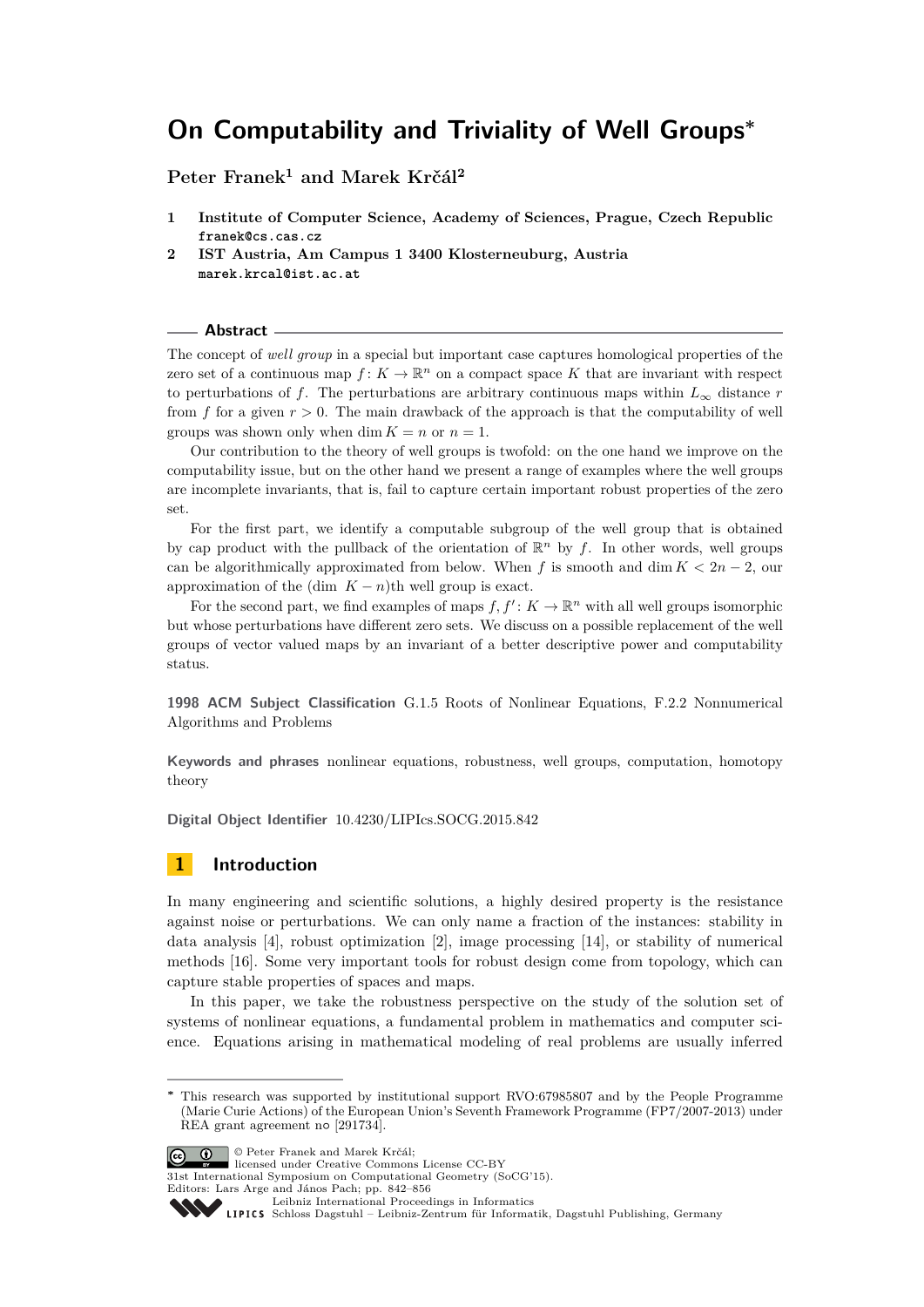# On Computability and Triviality of Well Groups*

**Peter Franek[1] and Marek Krčál[2]**

1 **Institute of Computer Science, Academy of Sciences, Prague, Czech Republic**
`franek@cs.cas.cz`

2 **IST Austria, Am Campus 1 3400 Klosterneuburg, Austria**
`marek.krcal@ist.ac.at`

## Abstract

The concept of *well group* in a special but important case captures homological properties of the zero set of a continuous map $f\colon K \to \mathbb{R}^n$ on a compact space $K$ that are invariant with respect to perturbations of $f$. The perturbations are arbitrary continuous maps within $L_\infty$ distance $r$ from $f$ for a given $r > 0$. The main drawback of the approach is that the computability of well groups was shown only when $\dim K = n$ or $n = 1$.

Our contribution to the theory of well groups is twofold: on the one hand we improve on the computability issue, but on the other hand we present a range of examples where the well groups are incomplete invariants, that is, fail to capture certain important robust properties of the zero set.

For the first part, we identify a computable subgroup of the well group that is obtained by cap product with the pullback of the orientation of $\mathbb{R}^n$ by $f$. In other words, well groups can be algorithmically approximated from below. When $f$ is smooth and $\dim K < 2n - 2$, our approximation of the $(\dim\ K - n)$th well group is exact.

For the second part, we find examples of maps $f, f'\colon K \to \mathbb{R}^n$ with all well groups isomorphic but whose perturbations have different zero sets. We discuss on a possible replacement of the well groups of vector valued maps by an invariant of a better descriptive power and computability status.

**1998 ACM Subject Classification** G.1.5 Roots of Nonlinear Equations, F.2.2 Nonnumerical Algorithms and Problems

**Keywords and phrases** nonlinear equations, robustness, well groups, computation, homotopy theory

**Digital Object Identifier** 10.4230/LIPIcs.SOCG.2015.842

## 1 Introduction

In many engineering and scientific solutions, a highly desired property is the resistance against noise or perturbations. We can only name a fraction of the instances: stability in data analysis [4], robust optimization [2], image processing [14], or stability of numerical methods [16]. Some very important tools for robust design come from topology, which can capture stable properties of spaces and maps.

In this paper, we take the robustness perspective on the study of the solution set of systems of nonlinear equations, a fundamental problem in mathematics and computer science. Equations arising in mathematical modeling of real problems are usually inferred

---

* This research was supported by institutional support RVO:67985807 and by the People Programme (Marie Curie Actions) of the European Union's Seventh Framework Programme (FP7/2007-2013) under REA grant agreement no [291734].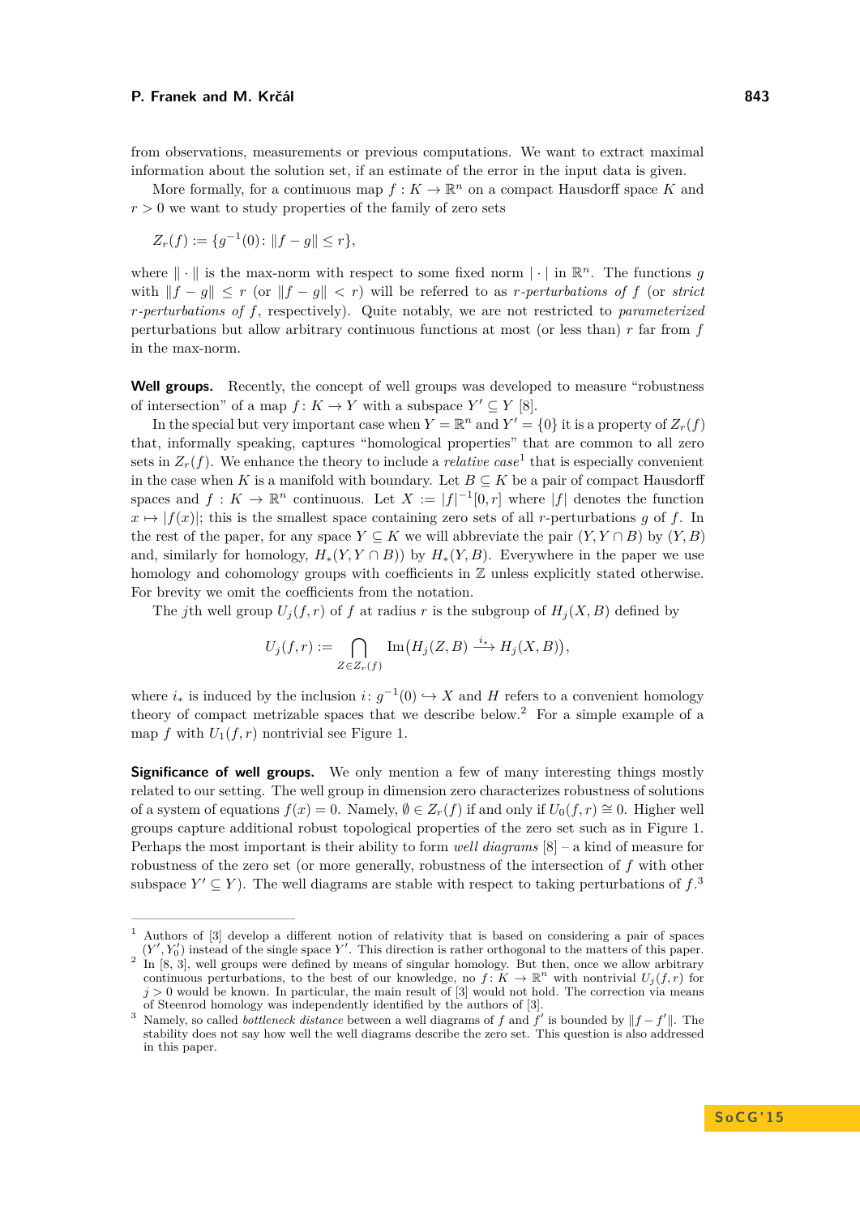from observations, measurements or previous computations. We want to extract maximal information about the solution set, if an estimate of the error in the input data is given.

More formally, for a continuous map $f : K \to \mathbb{R}^n$ on a compact Hausdorff space $K$ and $r > 0$ we want to study properties of the family of zero sets

$$Z_r(f) := \{g^{-1}(0) \colon \|f - g\| \leq r\},$$

where $\|\cdot\|$ is the max-norm with respect to some fixed norm $|\cdot|$ in $\mathbb{R}^n$. The functions $g$ with $\|f - g\| \leq r$ (or $\|f - g\| < r$) will be referred to as *$r$-perturbations of $f$* (or *strict $r$-perturbations of $f$*, respectively). Quite notably, we are not restricted to *parameterized* perturbations but allow arbitrary continuous functions at most (or less than) $r$ far from $f$ in the max-norm.

**Well groups.** Recently, the concept of well groups was developed to measure "robustness of intersection" of a map $f \colon K \to Y$ with a subspace $Y' \subseteq Y$ [8].

In the special but very important case when $Y = \mathbb{R}^n$ and $Y' = \{0\}$ it is a property of $Z_r(f)$ that, informally speaking, captures "homological properties" that are common to all zero sets in $Z_r(f)$. We enhance the theory to include a *relative case*[1] that is especially convenient in the case when $K$ is a manifold with boundary. Let $B \subseteq K$ be a pair of compact Hausdorff spaces and $f : K \to \mathbb{R}^n$ continuous. Let $X := |f|^{-1}[0, r]$ where $|f|$ denotes the function $x \mapsto |f(x)|$; this is the smallest space containing zero sets of all $r$-perturbations $g$ of $f$. In the rest of the paper, for any space $Y \subseteq K$ we will abbreviate the pair $(Y, Y \cap B)$ by $(Y, B)$ and, similarly for homology, $H_*(Y, Y \cap B))$ by $H_*(Y, B)$. Everywhere in the paper we use homology and cohomology groups with coefficients in $\mathbb{Z}$ unless explicitly stated otherwise. For brevity we omit the coefficients from the notation.

The $j$th well group $U_j(f, r)$ of $f$ at radius $r$ is the subgroup of $H_j(X, B)$ defined by

$$U_j(f, r) := \bigcap_{Z \in Z_r(f)} \mathrm{Im}\big(H_j(Z, B) \xrightarrow{i_*} H_j(X, B)\big),$$

where $i_*$ is induced by the inclusion $i \colon g^{-1}(0) \hookrightarrow X$ and $H$ refers to a convenient homology theory of compact metrizable spaces that we describe below.[2] For a simple example of a map $f$ with $U_1(f, r)$ nontrivial see Figure 1.

**Significance of well groups.** We only mention a few of many interesting things mostly related to our setting. The well group in dimension zero characterizes robustness of solutions of a system of equations $f(x) = 0$. Namely, $\emptyset \in Z_r(f)$ if and only if $U_0(f, r) \cong 0$. Higher well groups capture additional robust topological properties of the zero set such as in Figure 1. Perhaps the most important is their ability to form *well diagrams* [8] – a kind of measure for robustness of the zero set (or more generally, robustness of the intersection of $f$ with other subspace $Y' \subseteq Y$). The well diagrams are stable with respect to taking perturbations of $f$.[3]

---

[1] Authors of [3] develop a different notion of relativity that is based on considering a pair of spaces $(Y', Y'_0)$ instead of the single space $Y'$. This direction is rather orthogonal to the matters of this paper.

[2] In [8, 3], well groups were defined by means of singular homology. But then, once we allow arbitrary continuous perturbations, to the best of our knowledge, no $f \colon K \to \mathbb{R}^n$ with nontrivial $U_j(f, r)$ for $j > 0$ would be known. In particular, the main result of [3] would not hold. The correction via means of Steenrod homology was independently identified by the authors of [3].

[3] Namely, so called *bottleneck distance* between a well diagrams of $f$ and $f'$ is bounded by $\|f - f'\|$. The stability does not say how well the well diagrams describe the zero set. This question is also addressed in this paper.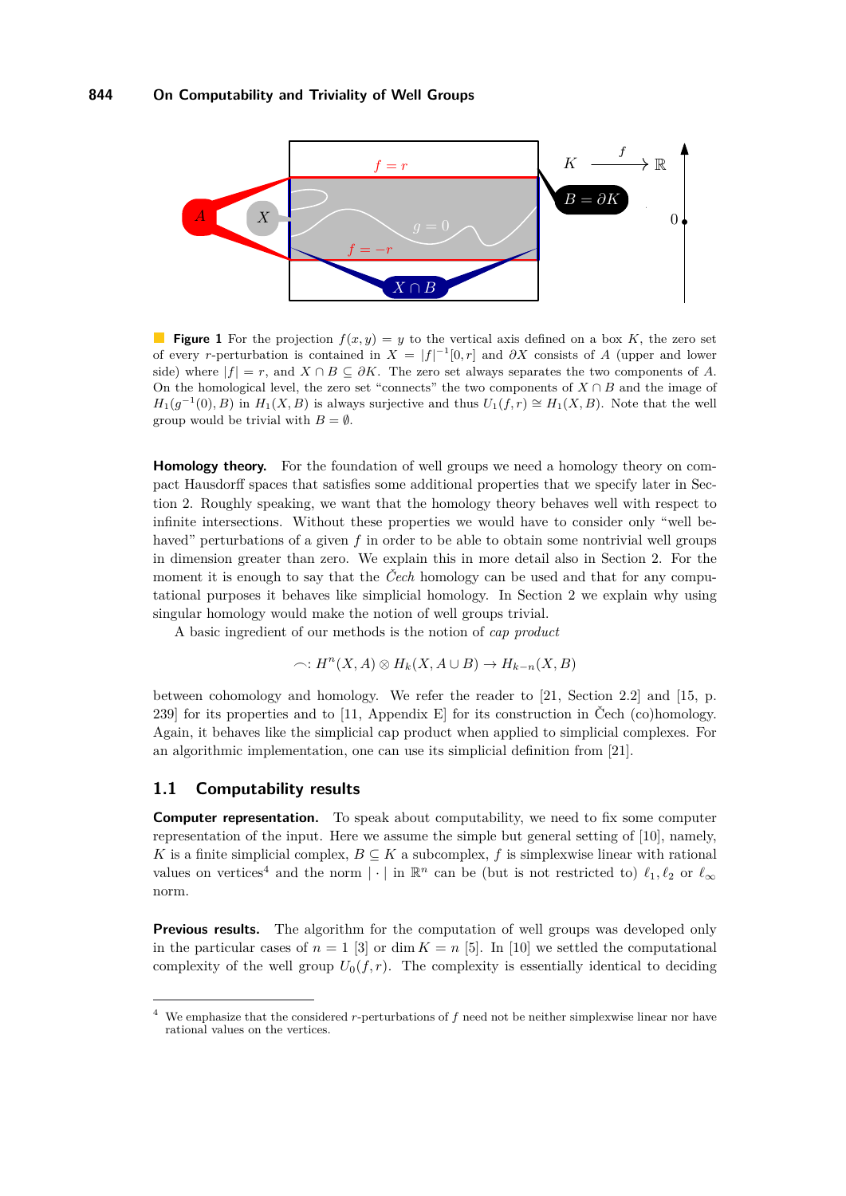**Figure 1** For the projection $f(x, y) = y$ to the vertical axis defined on a box $K$, the zero set of every $r$-perturbation is contained in $X = |f|^{-1}[0, r]$ and $\partial X$ consists of $A$ (upper and lower side) where $|f| = r$, and $X \cap B \subseteq \partial K$. The zero set always separates the two components of $A$. On the homological level, the zero set "connects" the two components of $X \cap B$ and the image of $H_1(g^{-1}(0), B)$ in $H_1(X, B)$ is always surjective and thus $U_1(f, r) \cong H_1(X, B)$. Note that the well group would be trivial with $B = \emptyset$.

**Homology theory.** For the foundation of well groups we need a homology theory on compact Hausdorff spaces that satisfies some additional properties that we specify later in Section 2. Roughly speaking, we want that the homology theory behaves well with respect to infinite intersections. Without these properties we would have to consider only "well behaved" perturbations of a given $f$ in order to be able to obtain some nontrivial well groups in dimension greater than zero. We explain this in more detail also in Section 2. For the moment it is enough to say that the *Čech* homology can be used and that for any computational purposes it behaves like simplicial homology. In Section 2 we explain why using singular homology would make the notion of well groups trivial.

A basic ingredient of our methods is the notion of *cap product*

$$\frown : H^n(X, A) \otimes H_k(X, A \cup B) \to H_{k-n}(X, B)$$

between cohomology and homology. We refer the reader to [21, Section 2.2] and [15, p. 239] for its properties and to [11, Appendix E] for its construction in Čech (co)homology. Again, it behaves like the simplicial cap product when applied to simplicial complexes. For an algorithmic implementation, one can use its simplicial definition from [21].

## 1.1 Computability results

**Computer representation.** To speak about computability, we need to fix some computer representation of the input. Here we assume the simple but general setting of [10], namely, $K$ is a finite simplicial complex, $B \subseteq K$ a subcomplex, $f$ is simplexwise linear with rational values on vertices[4] and the norm $|\cdot|$ in $\mathbb{R}^n$ can be (but is not restricted to) $\ell_1, \ell_2$ or $\ell_\infty$ norm.

**Previous results.** The algorithm for the computation of well groups was developed only in the particular cases of $n = 1$ [3] or $\dim K = n$ [5]. In [10] we settled the computational complexity of the well group $U_0(f, r)$. The complexity is essentially identical to deciding

[4] We emphasize that the considered $r$-perturbations of $f$ need not be neither simplexwise linear nor have rational values on the vertices.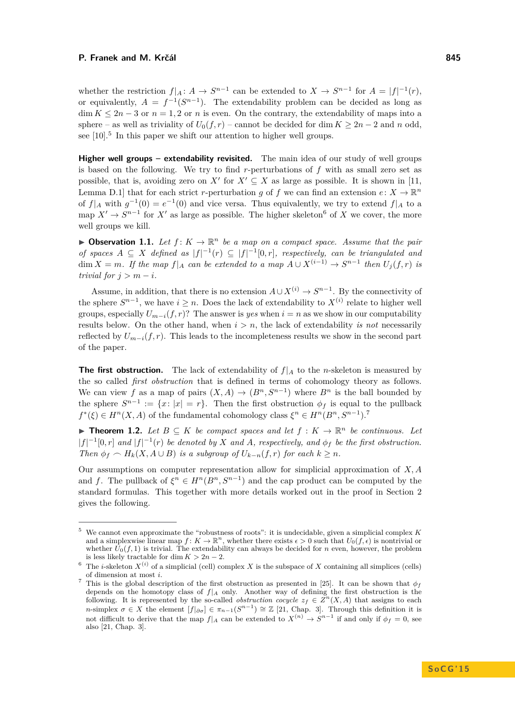whether the restriction $f|_A\colon A \to S^{n-1}$ can be extended to $X \to S^{n-1}$ for $A = |f|^{-1}(r)$, or equivalently, $A = f^{-1}(S^{n-1})$. The extendability problem can be decided as long as $\dim K \le 2n-3$ or $n = 1, 2$ or $n$ is even. On the contrary, the extendability of maps into a sphere – as well as triviality of $U_0(f, r)$ – cannot be decided for $\dim K \ge 2n-2$ and $n$ odd, see [10].[5] In this paper we shift our attention to higher well groups.

**Higher well groups – extendability revisited.** The main idea of our study of well groups is based on the following. We try to find $r$-perturbations of $f$ with as small zero set as possible, that is, avoiding zero on $X'$ for $X' \subseteq X$ as large as possible. It is shown in [11, Lemma D.1] that for each strict $r$-perturbation $g$ of $f$ we can find an extension $e\colon X \to \mathbb{R}^n$ of $f|_A$ with $g^{-1}(0) = e^{-1}(0)$ and vice versa. Thus equivalently, we try to extend $f|_A$ to a map $X' \to S^{n-1}$ for $X'$ as large as possible. The higher skeleton[6] of $X$ we cover, the more well groups we kill.

▶ **Observation 1.1.** *Let $f\colon K \to \mathbb{R}^n$ be a map on a compact space. Assume that the pair of spaces $A \subseteq X$ defined as $|f|^{-1}(r) \subseteq |f|^{-1}[0, r]$, respectively, can be triangulated and $\dim X = m$. If the map $f|_A$ can be extended to a map $A \cup X^{(i-1)} \to S^{n-1}$ then $U_j(f, r)$ is trivial for $j > m - i$.*

Assume, in addition, that there is no extension $A \cup X^{(i)} \to S^{n-1}$. By the connectivity of the sphere $S^{n-1}$, we have $i \ge n$. Does the lack of extendability to $X^{(i)}$ relate to higher well groups, especially $U_{m-i}(f, r)$? The answer is *yes* when $i = n$ as we show in our computability results below. On the other hand, when $i > n$, the lack of extendability *is not* necessarily reflected by $U_{m-i}(f, r)$. This leads to the incompleteness results we show in the second part of the paper.

**The first obstruction.** The lack of extendability of $f|_A$ to the $n$-skeleton is measured by the so called *first obstruction* that is defined in terms of cohomology theory as follows. We can view $f$ as a map of pairs $(X, A) \to (B^n, S^{n-1})$ where $B^n$ is the ball bounded by the sphere $S^{n-1} := \{x\colon |x| = r\}$. Then the first obstruction $\phi_f$ is equal to the pullback $f^*(\xi) \in H^n(X, A)$ of the fundamental cohomology class $\xi^n \in H^n(B^n, S^{n-1})$.[7]

▶ **Theorem 1.2.** *Let $B \subseteq K$ be compact spaces and let $f : K \to \mathbb{R}^n$ be continuous. Let $|f|^{-1}[0, r]$ and $|f|^{-1}(r)$ be denoted by $X$ and $A$, respectively, and $\phi_f$ be the first obstruction. Then $\phi_f \frown H_k(X, A \cup B)$ is a subgroup of $U_{k-n}(f, r)$ for each $k \ge n$.*

Our assumptions on computer representation allow for simplicial approximation of $X, A$ and $f$. The pullback of $\xi^n \in H^n(B^n, S^{n-1})$ and the cap product can be computed by the standard formulas. This together with more details worked out in the proof in Section 2 gives the following.

---

[5] We cannot even approximate the "robustness of roots": it is undecidable, given a simplicial complex $K$ and a simplexwise linear map $f\colon K \to \mathbb{R}^n$, whether there exists $\epsilon > 0$ such that $U_0(f, \epsilon)$ is nontrivial or whether $U_0(f, 1)$ is trivial. The extendability can always be decided for $n$ even, however, the problem is less likely tractable for $\dim K > 2n - 2$.

[6] The $i$-skeleton $X^{(i)}$ of a simplicial (cell) complex $X$ is the subspace of $X$ containing all simplices (cells) of dimension at most $i$.

[7] This is the global description of the first obstruction as presented in [25]. It can be shown that $\phi_f$ depends on the homotopy class of $f|_A$ only. Another way of defining the first obstruction is the following. It is represented by the so-called *obstruction cocycle* $z_f \in Z^n(X, A)$ that assigns to each $n$-simplex $\sigma \in X$ the element $[f|_{\partial\sigma}] \in \pi_{n-1}(S^{n-1}) \cong \mathbb{Z}$ [21, Chap. 3]. Through this definition it is not difficult to derive that the map $f|_A$ can be extended to $X^{(n)} \to S^{n-1}$ if and only if $\phi_f = 0$, see also [21, Chap. 3].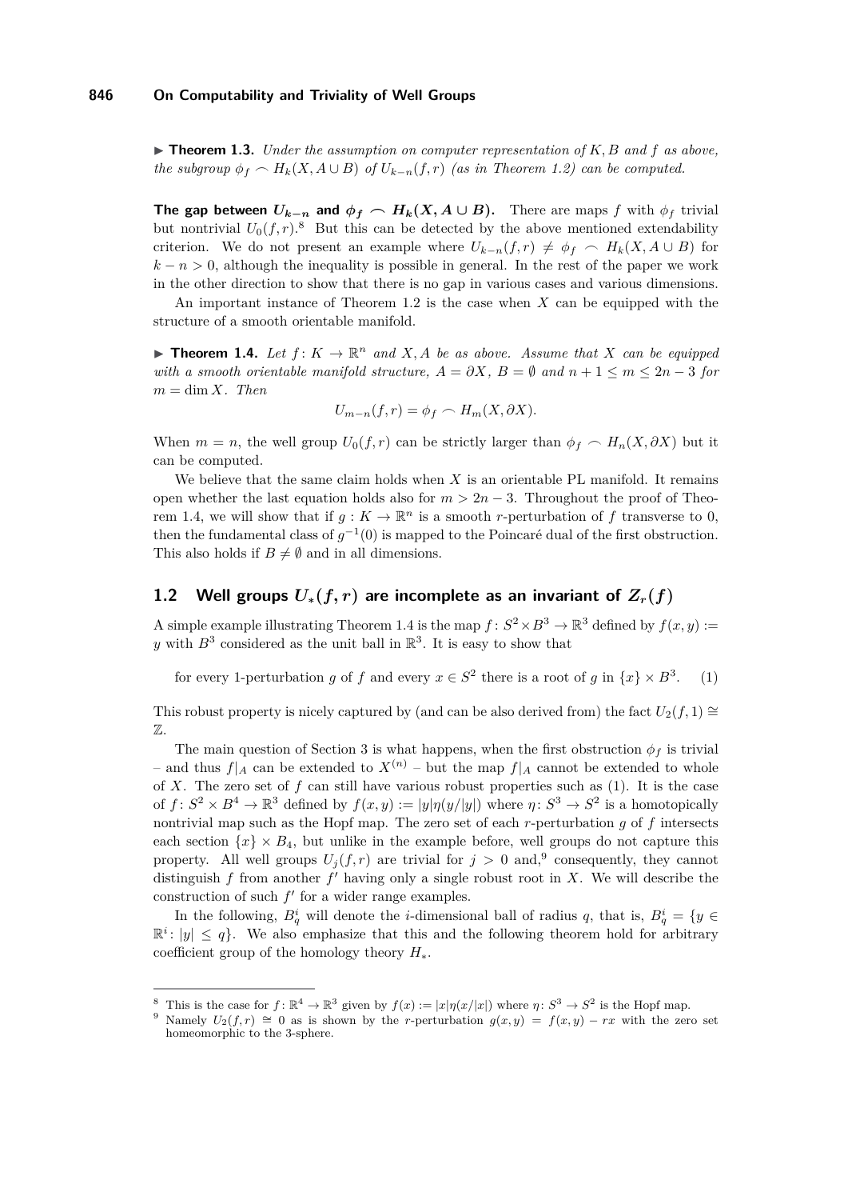▶ **Theorem 1.3.** *Under the assumption on computer representation of $K, B$ and $f$ as above, the subgroup $\phi_f \frown H_k(X, A \cup B)$ of $U_{k-n}(f,r)$ (as in Theorem 1.2) can be computed.*

**The gap between $U_{k-n}$ and $\phi_f \frown H_k(X, A\cup B)$.** There are maps $f$ with $\phi_f$ trivial but nontrivial $U_0(f,r)$.[8] But this can be detected by the above mentioned extendability criterion. We do not present an example where $U_{k-n}(f,r) \neq \phi_f \frown H_k(X, A\cup B)$ for $k-n > 0$, although the inequality is possible in general. In the rest of the paper we work in the other direction to show that there is no gap in various cases and various dimensions.

An important instance of Theorem 1.2 is the case when $X$ can be equipped with the structure of a smooth orientable manifold.

▶ **Theorem 1.4.** *Let $f\colon K \to \mathbb{R}^n$ and $X, A$ be as above. Assume that $X$ can be equipped with a smooth orientable manifold structure, $A = \partial X$, $B = \emptyset$ and $n+1 \leq m \leq 2n-3$ for $m = \dim X$. Then*

$$U_{m-n}(f,r) = \phi_f \frown H_m(X, \partial X).$$

When $m = n$, the well group $U_0(f,r)$ can be strictly larger than $\phi_f \frown H_n(X, \partial X)$ but it can be computed.

We believe that the same claim holds when $X$ is an orientable PL manifold. It remains open whether the last equation holds also for $m > 2n-3$. Throughout the proof of Theorem 1.4, we will show that if $g : K \to \mathbb{R}^n$ is a smooth $r$-perturbation of $f$ transverse to 0, then the fundamental class of $g^{-1}(0)$ is mapped to the Poincaré dual of the first obstruction. This also holds if $B \neq \emptyset$ and in all dimensions.

## 1.2 Well groups $U_*(f,r)$ are incomplete as an invariant of $Z_r(f)$

A simple example illustrating Theorem 1.4 is the map $f\colon S^2 \times B^3 \to \mathbb{R}^3$ defined by $f(x,y) := y$ with $B^3$ considered as the unit ball in $\mathbb{R}^3$. It is easy to show that

$$\text{for every 1-perturbation } g \text{ of } f \text{ and every } x \in S^2 \text{ there is a root of } g \text{ in } \{x\} \times B^3. \quad (1)$$

This robust property is nicely captured by (and can be also derived from) the fact $U_2(f,1) \cong \mathbb{Z}$.

The main question of Section 3 is what happens, when the first obstruction $\phi_f$ is trivial – and thus $f|_A$ can be extended to $X^{(n)}$ – but the map $f|_A$ cannot be extended to whole of $X$. The zero set of $f$ can still have various robust properties such as (1). It is the case of $f\colon S^2 \times B^4 \to \mathbb{R}^3$ defined by $f(x,y) := |y|\eta(y/|y|)$ where $\eta\colon S^3 \to S^2$ is a homotopically nontrivial map such as the Hopf map. The zero set of each $r$-perturbation $g$ of $f$ intersects each section $\{x\} \times B_4$, but unlike in the example before, well groups do not capture this property. All well groups $U_j(f,r)$ are trivial for $j > 0$ and,[9] consequently, they cannot distinguish $f$ from another $f'$ having only a single robust root in $X$. We will describe the construction of such $f'$ for a wider range examples.

In the following, $B^i_q$ will denote the $i$-dimensional ball of radius $q$, that is, $B^i_q = \{y \in \mathbb{R}^i \colon |y| \leq q\}$. We also emphasize that this and the following theorem hold for arbitrary coefficient group of the homology theory $H_*$.

---

[8] This is the case for $f\colon \mathbb{R}^4 \to \mathbb{R}^3$ given by $f(x) := |x|\eta(x/|x|)$ where $\eta\colon S^3 \to S^2$ is the Hopf map.

[9] Namely $U_2(f,r) \cong 0$ as is shown by the $r$-perturbation $g(x,y) = f(x,y) - rx$ with the zero set homeomorphic to the 3-sphere.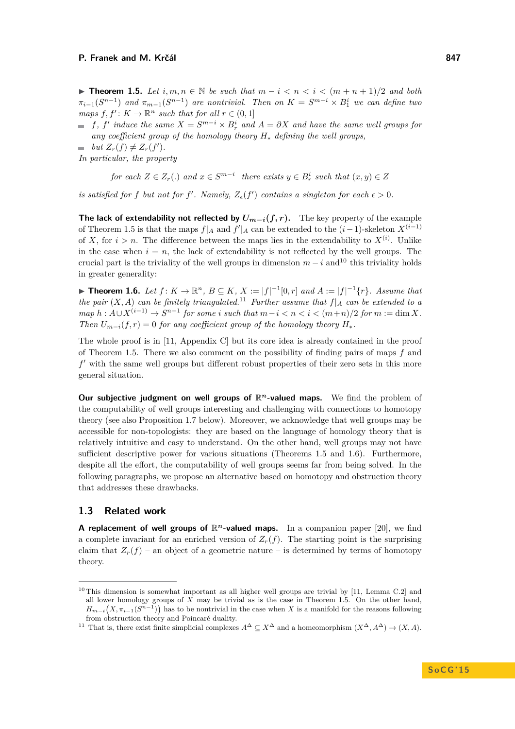▶ **Theorem 1.5.** *Let $i, m, n \in \mathbb{N}$ be such that $m - i < n < i < (m+n+1)/2$ and both $\pi_{i-1}(S^{n-1})$ and $\pi_{m-1}(S^{n-1})$ are nontrivial. Then on $K = S^{m-i} \times B^i_1$ we can define two maps $f, f' \colon K \to \mathbb{R}^n$ such that for all $r \in (0,1]$*

- *$f$, $f'$ induce the same $X = S^{m-i} \times B^i_r$ and $A = \partial X$ and have the same well groups for any coefficient group of the homology theory $H_*$ defining the well groups,*
- *but $Z_r(f) \neq Z_r(f')$.*

*In particular, the property*

$$\textit{for each } Z \in Z_r(.) \textit{ and } x \in S^{m-i} \quad \textit{there exists } y \in B^i_r \textit{ such that } (x,y) \in Z$$

*is satisfied for $f$ but not for $f'$. Namely, $Z_\epsilon(f')$ contains a singleton for each $\epsilon > 0$.*

**The lack of extendability not reflected by $U_{m-i}(f,r)$.** The key property of the example of Theorem 1.5 is that the maps $f|_A$ and $f'|_A$ can be extended to the $(i-1)$-skeleton $X^{(i-1)}$ of $X$, for $i > n$. The difference between the maps lies in the extendability to $X^{(i)}$. Unlike in the case when $i = n$, the lack of extendability is not reflected by the well groups. The crucial part is the triviality of the well groups in dimension $m-i$ and[10] this triviality holds in greater generality:

▶ **Theorem 1.6.** *Let $f \colon K \to \mathbb{R}^n$, $B \subseteq K$, $X := |f|^{-1}[0,r]$ and $A := |f|^{-1}\{r\}$. Assume that the pair $(X, A)$ can be finitely triangulated.*[11] *Further assume that $f|_A$ can be extended to a map $h : A \cup X^{(i-1)} \to S^{n-1}$ for some $i$ such that $m - i < n < i < (m+n)/2$ for $m := \dim X$. Then $U_{m-i}(f,r) = 0$ for any coefficient group of the homology theory $H_*$.*

The whole proof is in [11, Appendix C] but its core idea is already contained in the proof of Theorem 1.5. There we also comment on the possibility of finding pairs of maps $f$ and $f'$ with the same well groups but different robust properties of their zero sets in this more general situation.

**Our subjective judgment on well groups of $\mathbb{R}^n$-valued maps.** We find the problem of the computability of well groups interesting and challenging with connections to homotopy theory (see also Proposition 1.7 below). Moreover, we acknowledge that well groups may be accessible for non-topologists: they are based on the language of homology theory that is relatively intuitive and easy to understand. On the other hand, well groups may not have sufficient descriptive power for various situations (Theorems 1.5 and 1.6). Furthermore, despite all the effort, the computability of well groups seems far from being solved. In the following paragraphs, we propose an alternative based on homotopy and obstruction theory that addresses these drawbacks.

## 1.3 Related work

**A replacement of well groups of $\mathbb{R}^n$-valued maps.** In a companion paper [20], we find a complete invariant for an enriched version of $Z_r(f)$. The starting point is the surprising claim that $Z_r(f)$ – an object of a geometric nature – is determined by terms of homotopy theory.

---

[10] This dimension is somewhat important as all higher well groups are trivial by [11, Lemma C.2] and all lower homology groups of $X$ may be trivial as is the case in Theorem 1.5. On the other hand, $H_{m-i}\big(X, \pi_{i-1}(S^{n-1})\big)$ has to be nontrivial in the case when $X$ is a manifold for the reasons following from obstruction theory and Poincaré duality.

[11] That is, there exist finite simplicial complexes $A^\Delta \subseteq X^\Delta$ and a homeomorphism $(X^\Delta, A^\Delta) \to (X, A)$.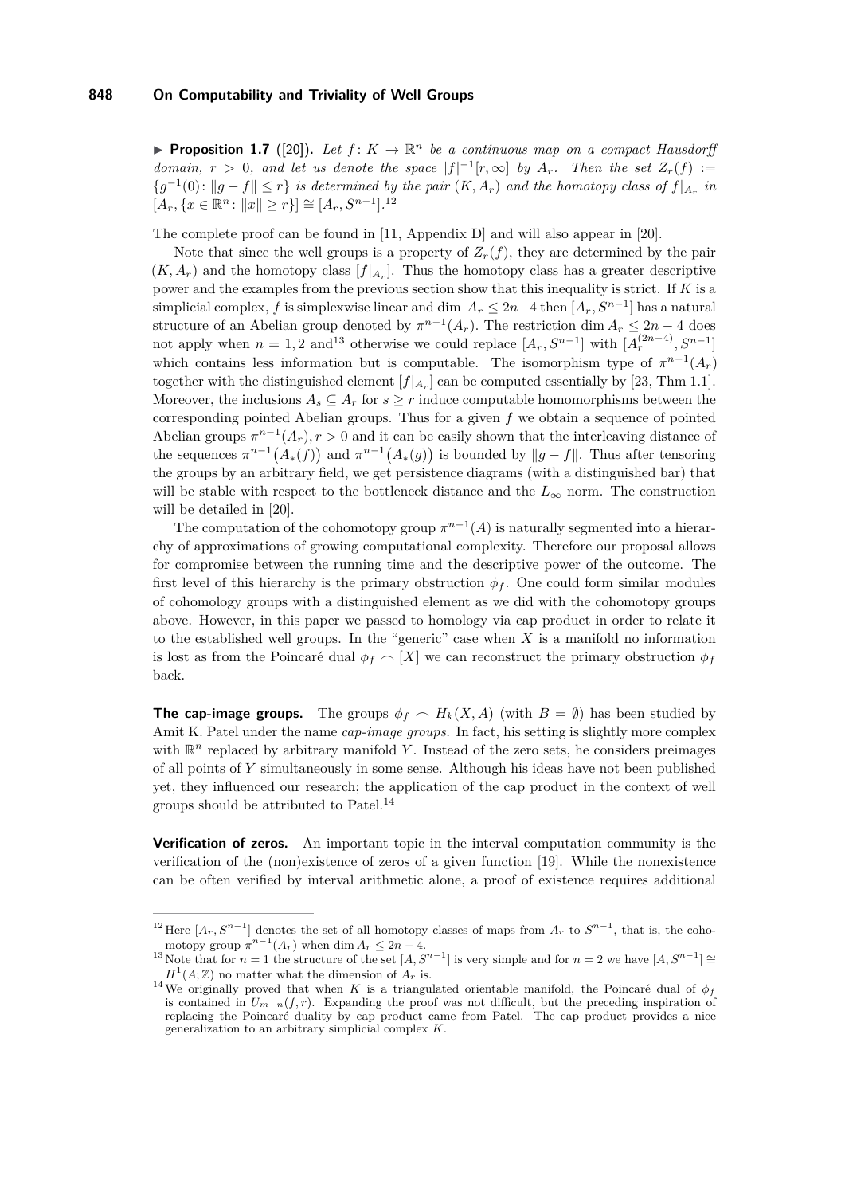▶ **Proposition 1.7** ([20]). *Let $f\colon K \to \mathbb{R}^n$ be a continuous map on a compact Hausdorff domain, $r > 0$, and let us denote the space $|f|^{-1}[r,\infty]$ by $A_r$. Then the set $Z_r(f) := \{g^{-1}(0)\colon \|g - f\| \le r\}$ is determined by the pair $(K, A_r)$ and the homotopy class of $f|_{A_r}$ in $[A_r, \{x \in \mathbb{R}^n\colon \|x\| \ge r\}] \cong [A_r, S^{n-1}]$.*[12]

The complete proof can be found in [11, Appendix D] and will also appear in [20].

Note that since the well groups is a property of $Z_r(f)$, they are determined by the pair $(K, A_r)$ and the homotopy class $[f|_{A_r}]$. Thus the homotopy class has a greater descriptive power and the examples from the previous section show that this inequality is strict. If $K$ is a simplicial complex, $f$ is simplexwise linear and $\dim A_r \le 2n-4$ then $[A_r, S^{n-1}]$ has a natural structure of an Abelian group denoted by $\pi^{n-1}(A_r)$. The restriction $\dim A_r \le 2n-4$ does not apply when $n = 1, 2$ and[13] otherwise we could replace $[A_r, S^{n-1}]$ with $[A_r^{(2n-4)}, S^{n-1}]$ which contains less information but is computable. The isomorphism type of $\pi^{n-1}(A_r)$ together with the distinguished element $[f|_{A_r}]$ can be computed essentially by [23, Thm 1.1]. Moreover, the inclusions $A_s \subseteq A_r$ for $s \ge r$ induce computable homomorphisms between the corresponding pointed Abelian groups. Thus for a given $f$ we obtain a sequence of pointed Abelian groups $\pi^{n-1}(A_r), r > 0$ and it can be easily shown that the interleaving distance of the sequences $\pi^{n-1}(A_*(f))$ and $\pi^{n-1}(A_*(g))$ is bounded by $\|g - f\|$. Thus after tensoring the groups by an arbitrary field, we get persistence diagrams (with a distinguished bar) that will be stable with respect to the bottleneck distance and the $L_\infty$ norm. The construction will be detailed in [20].

The computation of the cohomotopy group $\pi^{n-1}(A)$ is naturally segmented into a hierarchy of approximations of growing computational complexity. Therefore our proposal allows for compromise between the running time and the descriptive power of the outcome. The first level of this hierarchy is the primary obstruction $\phi_f$. One could form similar modules of cohomology groups with a distinguished element as we did with the cohomotopy groups above. However, in this paper we passed to homology via cap product in order to relate it to the established well groups. In the "generic" case when $X$ is a manifold no information is lost as from the Poincaré dual $\phi_f \frown [X]$ we can reconstruct the primary obstruction $\phi_f$ back.

**The cap-image groups.** The groups $\phi_f \frown H_k(X, A)$ (with $B = \emptyset$) has been studied by Amit K. Patel under the name *cap-image groups.* In fact, his setting is slightly more complex with $\mathbb{R}^n$ replaced by arbitrary manifold $Y$. Instead of the zero sets, he considers preimages of all points of $Y$ simultaneously in some sense. Although his ideas have not been published yet, they influenced our research; the application of the cap product in the context of well groups should be attributed to Patel.[14]

**Verification of zeros.** An important topic in the interval computation community is the verification of the (non)existence of zeros of a given function [19]. While the nonexistence can be often verified by interval arithmetic alone, a proof of existence requires additional

[12] Here $[A_r, S^{n-1}]$ denotes the set of all homotopy classes of maps from $A_r$ to $S^{n-1}$, that is, the cohomotopy group $\pi^{n-1}(A_r)$ when $\dim A_r \le 2n-4$.

[13] Note that for $n = 1$ the structure of the set $[A, S^{n-1}]$ is very simple and for $n = 2$ we have $[A, S^{n-1}] \cong H^1(A; \mathbb{Z})$ no matter what the dimension of $A_r$ is.

[14] We originally proved that when $K$ is a triangulated orientable manifold, the Poincaré dual of $\phi_f$ is contained in $U_{m-n}(f, r)$. Expanding the proof was not difficult, but the preceding inspiration of replacing the Poincaré duality by cap product came from Patel. The cap product provides a nice generalization to an arbitrary simplicial complex $K$.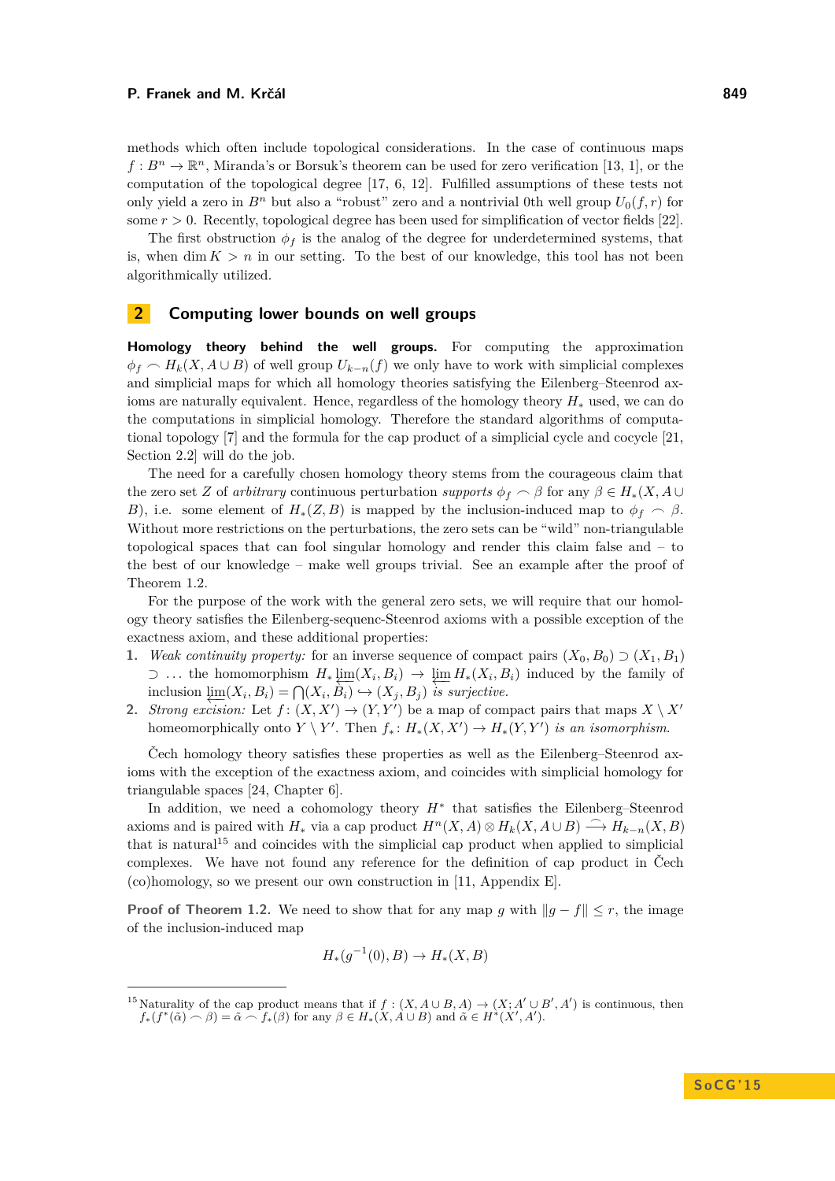methods which often include topological considerations. In the case of continuous maps $f : B^n \to \mathbb{R}^n$, Miranda's or Borsuk's theorem can be used for zero verification [13, 1], or the computation of the topological degree [17, 6, 12]. Fulfilled assumptions of these tests not only yield a zero in $B^n$ but also a "robust" zero and a nontrivial 0th well group $U_0(f, r)$ for some $r > 0$. Recently, topological degree has been used for simplification of vector fields [22].

The first obstruction $\phi_f$ is the analog of the degree for underdetermined systems, that is, when $\dim K > n$ in our setting. To the best of our knowledge, this tool has not been algorithmically utilized.

## 2 Computing lower bounds on well groups

**Homology theory behind the well groups.** For computing the approximation $\phi_f \frown H_k(X, A \cup B)$ of well group $U_{k-n}(f)$ we only have to work with simplicial complexes and simplicial maps for which all homology theories satisfying the Eilenberg–Steenrod axioms are naturally equivalent. Hence, regardless of the homology theory $H_*$ used, we can do the computations in simplicial homology. Therefore the standard algorithms of computational topology [7] and the formula for the cap product of a simplicial cycle and cocycle [21, Section 2.2] will do the job.

The need for a carefully chosen homology theory stems from the courageous claim that the zero set $Z$ of *arbitrary* continuous perturbation *supports* $\phi_f \frown \beta$ for any $\beta \in H_*(X, A \cup B)$, i.e. some element of $H_*(Z, B)$ is mapped by the inclusion-induced map to $\phi_f \frown \beta$. Without more restrictions on the perturbations, the zero sets can be "wild" non-triangulable topological spaces that can fool singular homology and render this claim false and – to the best of our knowledge – make well groups trivial. See an example after the proof of Theorem 1.2.

For the purpose of the work with the general zero sets, we will require that our homology theory satisfies the Eilenberg-sequenc-Steenrod axioms with a possible exception of the exactness axiom, and these additional properties:

1. *Weak continuity property:* for an inverse sequence of compact pairs $(X_0, B_0) \supset (X_1, B_1) \supset \ldots$ the homomorphism $H_* \varprojlim(X_i, B_i) \to \varprojlim H_*(X_i, B_i)$ induced by the family of inclusion $\varprojlim(X_i, B_i) = \bigcap(X_i, B_i) \hookrightarrow (X_j, B_j)$ *is surjective.*
2. *Strong excision:* Let $f\colon (X, X') \to (Y, Y')$ be a map of compact pairs that maps $X \setminus X'$ homeomorphically onto $Y \setminus Y'$. Then $f_*\colon H_*(X, X') \to H_*(Y, Y')$ *is an isomorphism.*

Čech homology theory satisfies these properties as well as the Eilenberg–Steenrod axioms with the exception of the exactness axiom, and coincides with simplicial homology for triangulable spaces [24, Chapter 6].

In addition, we need a cohomology theory $H^*$ that satisfies the Eilenberg–Steenrod axioms and is paired with $H_*$ via a cap product $H^n(X, A) \otimes H_k(X, A \cup B) \xrightarrow{\frown} H_{k-n}(X, B)$ that is natural[15] and coincides with the simplicial cap product when applied to simplicial complexes. We have not found any reference for the definition of cap product in Čech (co)homology, so we present our own construction in [11, Appendix E].

**Proof of Theorem 1.2.** We need to show that for any map $g$ with $\|g - f\| \le r$, the image of the inclusion-induced map

$$H_*(g^{-1}(0), B) \to H_*(X, B)$$

[15] Naturality of the cap product means that if $f : (X, A \cup B, A) \to (X; A' \cup B', A')$ is continuous, then $f_*(f^*(\tilde{\alpha}) \frown \beta) = \tilde{\alpha} \frown f_*(\beta)$ for any $\beta \in H_*(X, A \cup B)$ and $\tilde{\alpha} \in H^*(X', A')$.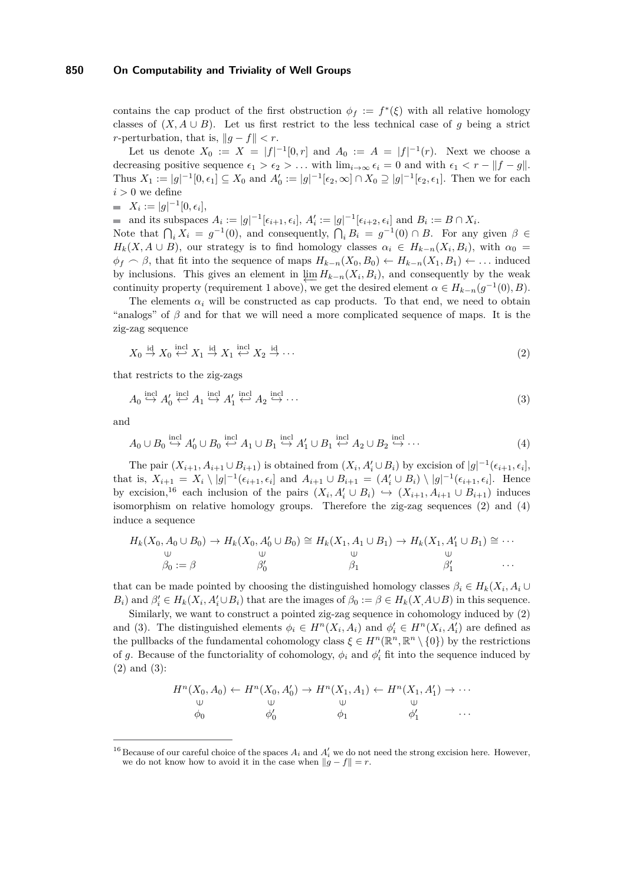contains the cap product of the first obstruction $\phi_f := f^*(\xi)$ with all relative homology classes of $(X, A \cup B)$. Let us first restrict to the less technical case of $g$ being a strict $r$-perturbation, that is, $\|g - f\| < r$.

Let us denote $X_0 := X = |f|^{-1}[0, r]$ and $A_0 := A = |f|^{-1}(r)$. Next we choose a decreasing positive sequence $\epsilon_1 > \epsilon_2 > \dots$ with $\lim_{i\to\infty} \epsilon_i = 0$ and with $\epsilon_1 < r - \|f - g\|$. Thus $X_1 := |g|^{-1}[0, \epsilon_1] \subseteq X_0$ and $A'_0 := |g|^{-1}[\epsilon_2, \infty] \cap X_0 \supseteq |g|^{-1}[\epsilon_2, \epsilon_1]$. Then we for each $i > 0$ we define

- $X_i := |g|^{-1}[0, \epsilon_i]$,
- and its subspaces $A_i := |g|^{-1}[\epsilon_{i+1}, \epsilon_i]$, $A'_i := |g|^{-1}[\epsilon_{i+2}, \epsilon_i]$ and $B_i := B \cap X_i$.

Note that $\bigcap_i X_i = g^{-1}(0)$, and consequently, $\bigcap_i B_i = g^{-1}(0) \cap B$. For any given $\beta \in H_k(X, A \cup B)$, our strategy is to find homology classes $\alpha_i \in H_{k-n}(X_i, B_i)$, with $\alpha_0 = \phi_f \frown \beta$, that fit into the sequence of maps $H_{k-n}(X_0, B_0) \leftarrow H_{k-n}(X_1, B_1) \leftarrow \dots$ induced by inclusions. This gives an element in $\varprojlim H_{k-n}(X_i, B_i)$, and consequently by the weak continuity property (requirement 1 above), we get the desired element $\alpha \in H_{k-n}(g^{-1}(0), B)$.

The elements $\alpha_i$ will be constructed as cap products. To that end, we need to obtain "analogs" of $\beta$ and for that we will need a more complicated sequence of maps. It is the zig-zag sequence

$$X_0 \overset{\text{id}}{\to} X_0 \overset{\text{incl}}{\hookleftarrow} X_1 \overset{\text{id}}{\to} X_1 \overset{\text{incl}}{\hookleftarrow} X_2 \overset{\text{id}}{\to} \cdots \tag{2}$$

that restricts to the zig-zags

$$A_0 \overset{\text{incl}}{\hookrightarrow} A'_0 \overset{\text{incl}}{\hookleftarrow} A_1 \overset{\text{incl}}{\hookrightarrow} A'_1 \overset{\text{incl}}{\hookleftarrow} A_2 \overset{\text{incl}}{\hookrightarrow} \cdots \tag{3}$$

and

$$A_0 \cup B_0 \overset{\text{incl}}{\hookrightarrow} A'_0 \cup B_0 \overset{\text{incl}}{\hookleftarrow} A_1 \cup B_1 \overset{\text{incl}}{\hookrightarrow} A'_1 \cup B_1 \overset{\text{incl}}{\hookleftarrow} A_2 \cup B_2 \overset{\text{incl}}{\hookrightarrow} \cdots \tag{4}$$

The pair $(X_{i+1}, A_{i+1} \cup B_{i+1})$ is obtained from $(X_i, A'_i \cup B_i)$ by excision of $|g|^{-1}(\epsilon_{i+1}, \epsilon_i]$, that is, $X_{i+1} = X_i \setminus |g|^{-1}(\epsilon_{i+1}, \epsilon_i]$ and $A_{i+1} \cup B_{i+1} = (A'_i \cup B_i) \setminus |g|^{-1}(\epsilon_{i+1}, \epsilon_i]$. Hence by excision,[16] each inclusion of the pairs $(X_i, A'_i \cup B_i) \hookrightarrow (X_{i+1}, A_{i+1} \cup B_{i+1})$ induces isomorphism on relative homology groups. Therefore the zig-zag sequences (2) and (4) induce a sequence

$$\begin{array}{ccccccccc} H_k(X_0, A_0 \cup B_0) & \to & H_k(X_0, A'_0 \cup B_0) & \cong & H_k(X_1, A_1 \cup B_1) & \to & H_k(X_1, A'_1 \cup B_1) & \cong & \cdots \\ \cup & & \cup & & \cup & & \cup & & \\ \beta_0 := \beta & & \beta'_0 & & \beta_1 & & \beta'_1 & & \cdots \end{array}$$

that can be made pointed by choosing the distinguished homology classes $\beta_i \in H_k(X_i, A_i \cup B_i)$ and $\beta'_i \in H_k(X_i, A'_i \cup B_i)$ that are the images of $\beta_0 := \beta \in H_k(X, A \cup B)$ in this sequence.

Similarly, we want to construct a pointed zig-zag sequence in cohomology induced by (2) and (3). The distinguished elements $\phi_i \in H^n(X_i, A_i)$ and $\phi'_i \in H^n(X_i, A'_i)$ are defined as the pullbacks of the fundamental cohomology class $\xi \in H^n(\mathbb{R}^n, \mathbb{R}^n \setminus \{0\})$ by the restrictions of $g$. Because of the functoriality of cohomology, $\phi_i$ and $\phi'_i$ fit into the sequence induced by (2) and (3):

$$\begin{array}{ccccccccc} H^n(X_0, A_0) & \leftarrow & H^n(X_0, A'_0) & \to & H^n(X_1, A_1) & \leftarrow & H^n(X_1, A'_1) & \to & \cdots \\ \cup & & \cup & & \cup & & \cup & & \\ \phi_0 & & \phi'_0 & & \phi_1 & & \phi'_1 & & \cdots \end{array}$$

[16] Because of our careful choice of the spaces $A_i$ and $A'_i$ we do not need the strong excision here. However, we do not know how to avoid it in the case when $\|g - f\| = r$.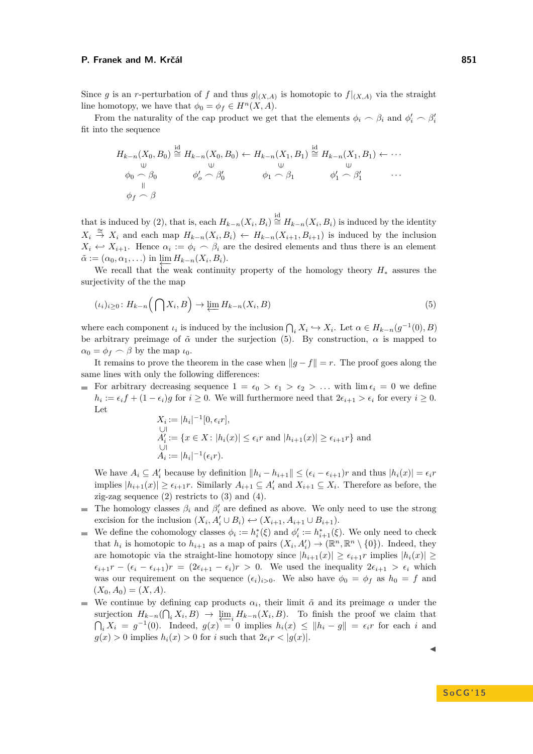Since $g$ is an $r$-perturbation of $f$ and thus $g|_{(X,A)}$ is homotopic to $f|_{(X,A)}$ via the straight line homotopy, we have that $\phi_0 = \phi_f \in H^n(X,A)$.

From the naturality of the cap product we get that the elements $\phi_i \frown \beta_i$ and $\phi'_i \frown \beta'_i$ fit into the sequence

$$
\begin{array}{ccccccccc}
H_{k-n}(X_0,B_0) & \overset{\mathrm{id}}{\cong} & H_{k-n}(X_0,B_0) & \leftarrow & H_{k-n}(X_1,B_1) & \overset{\mathrm{id}}{\cong} & H_{k-n}(X_1,B_1) & \leftarrow & \cdots \\
\Cup & & \Cup & & \Cup & & \Cup & & \\
\phi_0 \frown \beta_0 & & \phi'_o \frown \beta'_0 & & \phi_1 \frown \beta_1 & & \phi'_1 \frown \beta'_1 & & \cdots \\
\Vert & & & & & & & & \\
\phi_f \frown \beta & & & & & & & &
\end{array}
$$

that is induced by (2), that is, each $H_{k-n}(X_i,B_i) \overset{\mathrm{id}}{\cong} H_{k-n}(X_i,B_i)$ is induced by the identity $X_i \overset{\cong}{\to} X_i$ and each map $H_{k-n}(X_i,B_i) \leftarrow H_{k-n}(X_{i+1},B_{i+1})$ is induced by the inclusion $X_i \hookleftarrow X_{i+1}$. Hence $\alpha_i := \phi_i \frown \beta_i$ are the desired elements and thus there is an element $\tilde{\alpha} := (\alpha_0, \alpha_1, \dots)$ in $\varprojlim H_{k-n}(X_i,B_i)$.

We recall that the weak continuity property of the homology theory $H_*$ assures the surjectivity of the the map

$$
(\iota_i)_{i\ge 0}\colon H_{k-n}\Big(\bigcap X_i, B\Big) \to \varprojlim H_{k-n}(X_i,B) \tag{5}
$$

where each component $\iota_i$ is induced by the inclusion $\bigcap_i X_i \hookrightarrow X_i$. Let $\alpha \in H_{k-n}(g^{-1}(0),B)$ be arbitrary preimage of $\tilde{\alpha}$ under the surjection (5). By construction, $\alpha$ is mapped to $\alpha_0 = \phi_f \frown \beta$ by the map $\iota_0$.

It remains to prove the theorem in the case when $\|g-f\| = r$. The proof goes along the same lines with only the following differences:

- For arbitrary decreasing sequence $1 = \epsilon_0 > \epsilon_1 > \epsilon_2 > \dots$ with $\lim \epsilon_i = 0$ we define $h_i := \epsilon_i f + (1-\epsilon_i) g$ for $i \ge 0$. We will furthermore need that $2\epsilon_{i+1} > \epsilon_i$ for every $i \ge 0$. Let

$$
\begin{aligned}
&X_i := |h_i|^{-1}[0, \epsilon_i r],\\
&\cup\!\!\mid\\
&A'_i := \{x \in X \colon |h_i(x)| \le \epsilon_i r \text{ and } |h_{i+1}(x)| \ge \epsilon_{i+1} r\} \text{ and}\\
&\cup\!\!\mid\\
&A_i := |h_i|^{-1}(\epsilon_i r).
\end{aligned}
$$

  We have $A_i \subseteq A'_i$ because by definition $\|h_i - h_{i+1}\| \le (\epsilon_i - \epsilon_{i+1}) r$ and thus $|h_i(x)| = \epsilon_i r$ implies $|h_{i+1}(x)| \ge \epsilon_{i+1} r$. Similarly $A_{i+1} \subseteq A'_i$ and $X_{i+1} \subseteq X_i$. Therefore as before, the zig-zag sequence (2) restricts to (3) and (4).
- The homology classes $\beta_i$ and $\beta'_i$ are defined as above. We only need to use the strong excision for the inclusion $(X_i, A'_i \cup B_i) \hookleftarrow (X_{i+1}, A_{i+1} \cup B_{i+1})$.
- We define the cohomology classes $\phi_i := h_i^*(\xi)$ and $\phi'_i := h_{i+1}^*(\xi)$. We only need to check that $h_i$ is homotopic to $h_{i+1}$ as a map of pairs $(X_i, A'_i) \to (\mathbb{R}^n, \mathbb{R}^n \setminus \{0\})$. Indeed, they are homotopic via the straight-line homotopy since $|h_{i+1}(x)| \ge \epsilon_{i+1} r$ implies $|h_i(x)| \ge \epsilon_{i+1} r - (\epsilon_i - \epsilon_{i+1}) r = (2\epsilon_{i+1} - \epsilon_i) r > 0$. We used the inequality $2\epsilon_{i+1} > \epsilon_i$ which was our requirement on the sequence $(\epsilon_i)_{i>0}$. We also have $\phi_0 = \phi_f$ as $h_0 = f$ and $(X_0, A_0) = (X, A)$.
- We continue by defining cap products $\alpha_i$, their limit $\tilde{\alpha}$ and its preimage $\alpha$ under the surjection $H_{k-n}(\bigcap_i X_i, B) \to \varprojlim_i H_{k-n}(X_i, B)$. To finish the proof we claim that $\bigcap_i X_i = g^{-1}(0)$. Indeed, $g(x) = 0$ implies $h_i(x) \le \|h_i - g\| = \epsilon_i r$ for each $i$ and $g(x) > 0$ implies $h_i(x) > 0$ for $i$ such that $2\epsilon_i r < |g(x)|$.

◀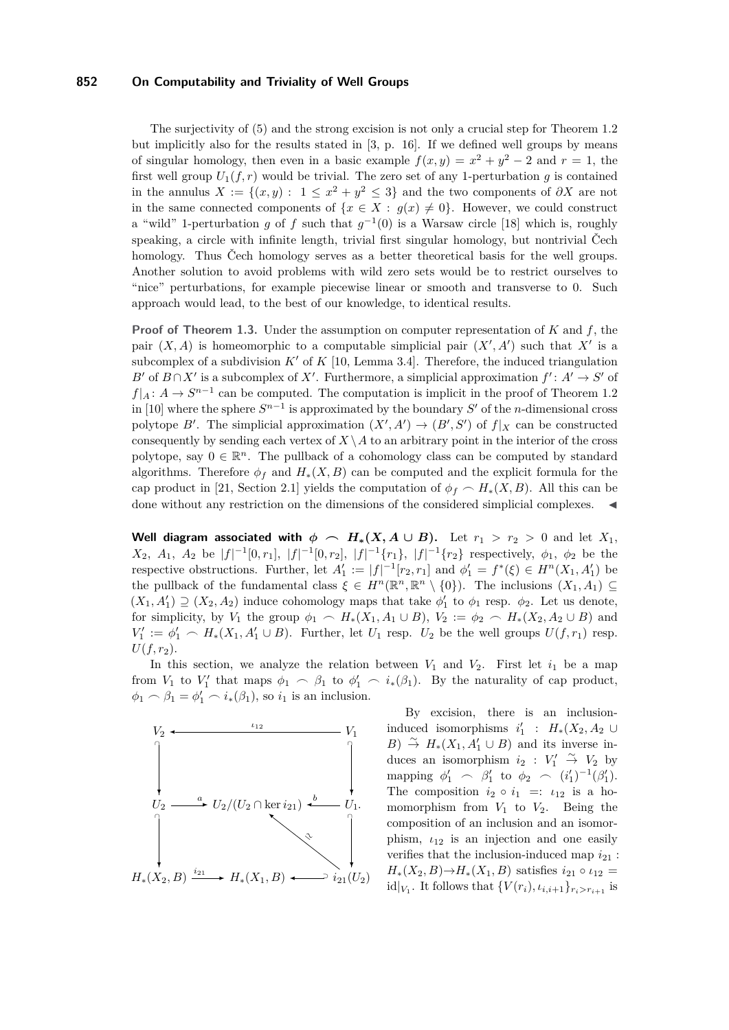The surjectivity of (5) and the strong excision is not only a crucial step for Theorem 1.2 but implicitly also for the results stated in [3, p. 16]. If we defined well groups by means of singular homology, then even in a basic example $f(x, y) = x^2 + y^2 - 2$ and $r = 1$, the first well group $U_1(f, r)$ would be trivial. The zero set of any 1-perturbation $g$ is contained in the annulus $X := \{(x, y) : \ 1 \le x^2 + y^2 \le 3\}$ and the two components of $\partial X$ are not in the same connected components of $\{x \in X : \ g(x) \neq 0\}$. However, we could construct a "wild" 1-perturbation $g$ of $f$ such that $g^{-1}(0)$ is a Warsaw circle [18] which is, roughly speaking, a circle with infinite length, trivial first singular homology, but nontrivial Čech homology. Thus Čech homology serves as a better theoretical basis for the well groups. Another solution to avoid problems with wild zero sets would be to restrict ourselves to "nice" perturbations, for example piecewise linear or smooth and transverse to 0. Such approach would lead, to the best of our knowledge, to identical results.

**Proof of Theorem 1.3.** Under the assumption on computer representation of $K$ and $f$, the pair $(X, A)$ is homeomorphic to a computable simplicial pair $(X', A')$ such that $X'$ is a subcomplex of a subdivision $K'$ of $K$ [10, Lemma 3.4]. Therefore, the induced triangulation $B'$ of $B \cap X'$ is a subcomplex of $X'$. Furthermore, a simplicial approximation $f' : A' \to S'$ of $f|_A : A \to S^{n-1}$ can be computed. The computation is implicit in the proof of Theorem 1.2 in [10] where the sphere $S^{n-1}$ is approximated by the boundary $S'$ of the $n$-dimensional cross polytope $B'$. The simplicial approximation $(X', A') \to (B', S')$ of $f|_X$ can be constructed consequently by sending each vertex of $X \setminus A$ to an arbitrary point in the interior of the cross polytope, say $0 \in \mathbb{R}^n$. The pullback of a cohomology class can be computed by standard algorithms. Therefore $\phi_f$ and $H_*(X, B)$ can be computed and the explicit formula for the cap product in [21, Section 2.1] yields the computation of $\phi_f \frown H_*(X, B)$. All this can be done without any restriction on the dimensions of the considered simplicial complexes. ◀

**Well diagram associated with $\phi \frown H_*(X, A \cup B)$.** Let $r_1 > r_2 > 0$ and let $X_1$, $X_2$, $A_1$, $A_2$ be $|f|^{-1}[0, r_1]$, $|f|^{-1}[0, r_2]$, $|f|^{-1}\{r_1\}$, $|f|^{-1}\{r_2\}$ respectively, $\phi_1$, $\phi_2$ be the respective obstructions. Further, let $A'_1 := |f|^{-1}[r_2, r_1]$ and $\phi'_1 = f^*(\xi) \in H^n(X_1, A'_1)$ be the pullback of the fundamental class $\xi \in H^n(\mathbb{R}^n, \mathbb{R}^n \setminus \{0\})$. The inclusions $(X_1, A_1) \subseteq (X_1, A'_1) \supseteq (X_2, A_2)$ induce cohomology maps that take $\phi'_1$ to $\phi_1$ resp. $\phi_2$. Let us denote, for simplicity, by $V_1$ the group $\phi_1 \frown H_*(X_1, A_1 \cup B)$, $V_2 := \phi_2 \frown H_*(X_2, A_2 \cup B)$ and $V'_1 := \phi'_1 \frown H_*(X_1, A'_1 \cup B)$. Further, let $U_1$ resp. $U_2$ be the well groups $U(f, r_1)$ resp. $U(f, r_2)$.

In this section, we analyze the relation between $V_1$ and $V_2$. First let $i_1$ be a map from $V_1$ to $V'_1$ that maps $\phi_1 \frown \beta_1$ to $\phi'_1 \frown i_*(\beta_1)$. By the naturality of cap product, $\phi_1 \frown \beta_1 = \phi'_1 \frown i_*(\beta_1)$, so $i_1$ is an inclusion.

$$
\begin{array}{ccccc}
V_2 & \xleftarrow{\quad\iota_{12}\quad} & & & V_1 \\
\downarrow & & & & \downarrow \\
U_2 & \xrightarrow{a} & U_2/(U_2 \cap \ker i_{21}) & \xleftarrow{b} & U_1. \\
\downarrow & & & \nwarrow\cong & \downarrow \\
H_*(X_2, B) & \xrightarrow{i_{21}} & H_*(X_1, B) & \hookleftarrow & i_{21}(U_2)
\end{array}
$$

By excision, there is an inclusion-induced isomorphisms $i'_1 : H_*(X_2, A_2 \cup B) \xrightarrow{\sim} H_*(X_1, A'_1 \cup B)$ and its inverse induces an isomorphism $i_2 : V'_1 \xrightarrow{\sim} V_2$ by mapping $\phi'_1 \frown \beta'_1$ to $\phi_2 \frown (i'_1)^{-1}(\beta'_1)$. The composition $i_2 \circ i_1 =: \iota_{12}$ is a homomorphism from $V_1$ to $V_2$. Being the composition of an inclusion and an isomorphism, $\iota_{12}$ is an injection and one easily verifies that the inclusion-induced map $i_{21} : H_*(X_2, B) \to H_*(X_1, B)$ satisfies $i_{21} \circ \iota_{12} = \mathrm{id}|_{V_1}$. It follows that $\{V(r_i), \iota_{i,i+1}\}_{r_i > r_{i+1}}$ is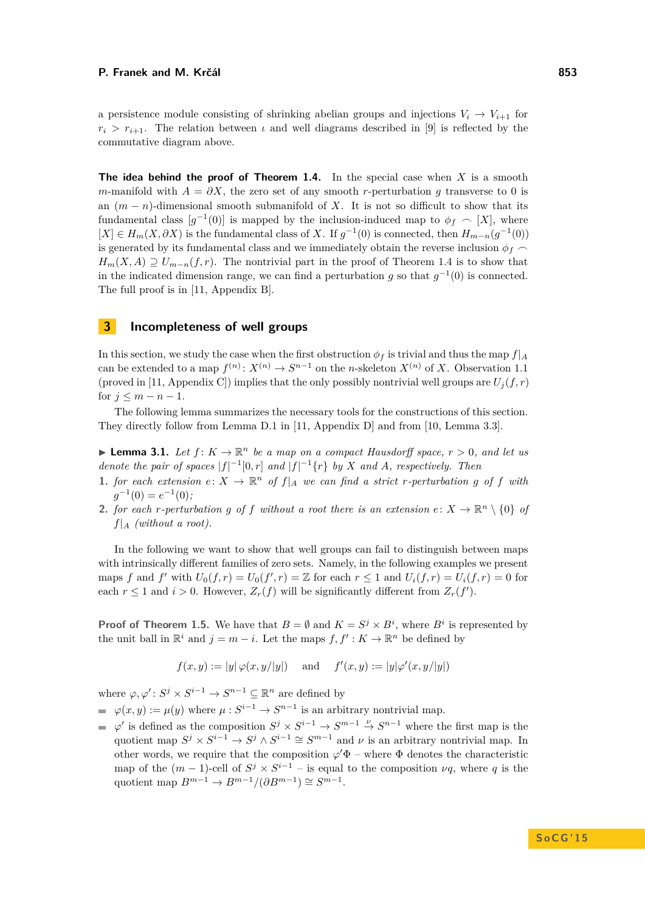a persistence module consisting of shrinking abelian groups and injections $V_i \to V_{i+1}$ for $r_i > r_{i+1}$. The relation between $\iota$ and well diagrams described in [9] is reflected by the commutative diagram above.

**The idea behind the proof of Theorem 1.4.** In the special case when $X$ is a smooth $m$-manifold with $A = \partial X$, the zero set of any smooth $r$-perturbation $g$ transverse to 0 is an $(m-n)$-dimensional smooth submanifold of $X$. It is not so difficult to show that its fundamental class $[g^{-1}(0)]$ is mapped by the inclusion-induced map to $\phi_f \frown [X]$, where $[X] \in H_m(X, \partial X)$ is the fundamental class of $X$. If $g^{-1}(0)$ is connected, then $H_{m-n}(g^{-1}(0))$ is generated by its fundamental class and we immediately obtain the reverse inclusion $\phi_f \frown H_m(X, A) \supseteq U_{m-n}(f, r)$. The nontrivial part in the proof of Theorem 1.4 is to show that in the indicated dimension range, we can find a perturbation $g$ so that $g^{-1}(0)$ is connected. The full proof is in [11, Appendix B].

## 3 Incompleteness of well groups

In this section, we study the case when the first obstruction $\phi_f$ is trivial and thus the map $f|_A$ can be extended to a map $f^{(n)} \colon X^{(n)} \to S^{n-1}$ on the $n$-skeleton $X^{(n)}$ of $X$. Observation 1.1 (proved in [11, Appendix C]) implies that the only possibly nontrivial well groups are $U_j(f, r)$ for $j \leq m - n - 1$.

The following lemma summarizes the necessary tools for the constructions of this section. They directly follow from Lemma D.1 in [11, Appendix D] and from [10, Lemma 3.3].

**Lemma 3.1.** *Let $f \colon K \to \mathbb{R}^n$ be a map on a compact Hausdorff space, $r > 0$, and let us denote the pair of spaces $|f|^{-1}[0, r]$ and $|f|^{-1}\{r\}$ by $X$ and $A$, respectively. Then*

1. *for each extension $e \colon X \to \mathbb{R}^n$ of $f|_A$ we can find a strict $r$-perturbation $g$ of $f$ with $g^{-1}(0) = e^{-1}(0)$;*
2. *for each $r$-perturbation $g$ of $f$ without a root there is an extension $e \colon X \to \mathbb{R}^n \setminus \{0\}$ of $f|_A$ (without a root).*

In the following we want to show that well groups can fail to distinguish between maps with intrinsically different families of zero sets. Namely, in the following examples we present maps $f$ and $f'$ with $U_0(f, r) = U_0(f', r) = \mathbb{Z}$ for each $r \leq 1$ and $U_i(f, r) = U_i(f, r) = 0$ for each $r \leq 1$ and $i > 0$. However, $Z_r(f)$ will be significantly different from $Z_r(f')$.

**Proof of Theorem 1.5.** We have that $B = \emptyset$ and $K = S^j \times B^i$, where $B^i$ is represented by the unit ball in $\mathbb{R}^i$ and $j = m - i$. Let the maps $f, f' : K \to \mathbb{R}^n$ be defined by

$$f(x, y) := |y| \, \varphi(x, y/|y|) \quad \text{and} \quad f'(x, y) := |y| \varphi'(x, y/|y|)$$

where $\varphi, \varphi' \colon S^j \times S^{i-1} \to S^{n-1} \subseteq \mathbb{R}^n$ are defined by

- $\varphi(x, y) := \mu(y)$ where $\mu : S^{i-1} \to S^{n-1}$ is an arbitrary nontrivial map.
- $\varphi'$ is defined as the composition $S^j \times S^{i-1} \to S^{m-1} \xrightarrow{\nu} S^{n-1}$ where the first map is the quotient map $S^j \times S^{i-1} \to S^j \wedge S^{i-1} \cong S^{m-1}$ and $\nu$ is an arbitrary nontrivial map. In other words, we require that the composition $\varphi'\Phi$ – where $\Phi$ denotes the characteristic map of the $(m-1)$-cell of $S^j \times S^{i-1}$ – is equal to the composition $\nu q$, where $q$ is the quotient map $B^{m-1} \to B^{m-1}/(\partial B^{m-1}) \cong S^{m-1}$.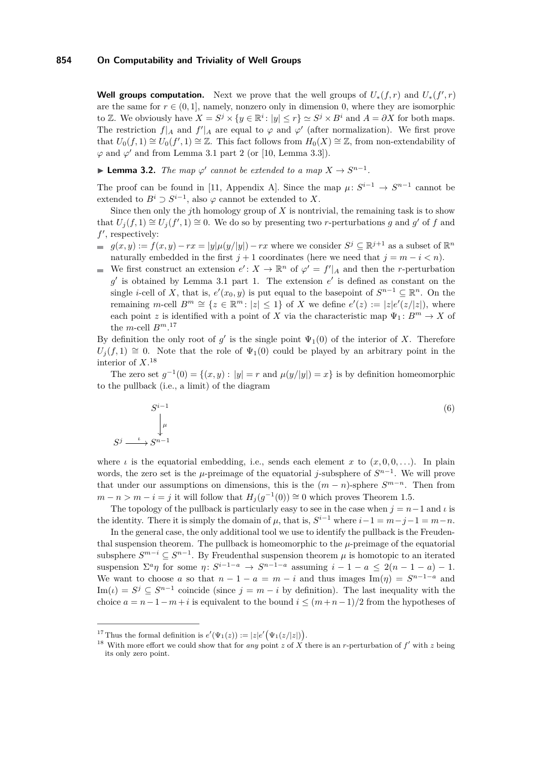**Well groups computation.** Next we prove that the well groups of $U_*(f,r)$ and $U_*(f',r)$ are the same for $r \in (0,1]$, namely, nonzero only in dimension 0, where they are isomorphic to $\mathbb{Z}$. We obviously have $X = S^j \times \{y \in \mathbb{R}^i : |y| \le r\} \simeq S^j \times B^i$ and $A = \partial X$ for both maps. The restriction $f|_A$ and $f'|_A$ are equal to $\varphi$ and $\varphi'$ (after normalization). We first prove that $U_0(f,1) \cong U_0(f',1) \cong \mathbb{Z}$. This fact follows from $H_0(X) \cong \mathbb{Z}$, from non-extendability of $\varphi$ and $\varphi'$ and from Lemma 3.1 part 2 (or [10, Lemma 3.3]).

▶ **Lemma 3.2.** *The map $\varphi'$ cannot be extended to a map $X \to S^{n-1}$.*

The proof can be found in [11, Appendix A]. Since the map $\mu : S^{i-1} \to S^{n-1}$ cannot be extended to $B^i \supset S^{i-1}$, also $\varphi$ cannot be extended to $X$.

Since then only the $j$th homology group of $X$ is nontrivial, the remaining task is to show that $U_j(f,1) \cong U_j(f',1) \cong 0$. We do so by presenting two $r$-perturbations $g$ and $g'$ of $f$ and $f'$, respectively:

- $g(x,y) := f(x,y) - rx = |y|\mu(y/|y|) - rx$ where we consider $S^j \subseteq \mathbb{R}^{j+1}$ as a subset of $\mathbb{R}^n$ naturally embedded in the first $j+1$ coordinates (here we need that $j = m - i < n$).
- We first construct an extension $e' : X \to \mathbb{R}^n$ of $\varphi' = f'|_A$ and then the $r$-perturbation $g'$ is obtained by Lemma 3.1 part 1. The extension $e'$ is defined as constant on the single $i$-cell of $X$, that is, $e'(x_0, y)$ is put equal to the basepoint of $S^{n-1} \subseteq \mathbb{R}^n$. On the remaining $m$-cell $B^m \cong \{z \in \mathbb{R}^m : |z| \le 1\}$ of $X$ we define $e'(z) := |z|e'(z/|z|)$, where each point $z$ is identified with a point of $X$ via the characteristic map $\Psi_1 : B^m \to X$ of the $m$-cell $B^m$.[17]

By definition the only root of $g'$ is the single point $\Psi_1(0)$ of the interior of $X$. Therefore $U_j(f,1) \cong 0$. Note that the role of $\Psi_1(0)$ could be played by an arbitrary point in the interior of $X$.[18]

The zero set $g^{-1}(0) = \{(x,y) : |y| = r \text{ and } \mu(y/|y|) = x\}$ is by definition homeomorphic to the pullback (i.e., a limit) of the diagram

$$\begin{array}{ccc} & & S^{i-1} \\ & & \downarrow{\scriptstyle \mu} \\ S^j & \xrightarrow{\iota} & S^{n-1} \end{array} \tag{6}$$

where $\iota$ is the equatorial embedding, i.e., sends each element $x$ to $(x, 0, 0, \ldots)$. In plain words, the zero set is the $\mu$-preimage of the equatorial $j$-subsphere of $S^{n-1}$. We will prove that under our assumptions on dimensions, this is the $(m-n)$-sphere $S^{m-n}$. Then from $m - n > m - i = j$ it will follow that $H_j(g^{-1}(0)) \cong 0$ which proves Theorem 1.5.

The topology of the pullback is particularly easy to see in the case when $j = n-1$ and $\iota$ is the identity. There it is simply the domain of $\mu$, that is, $S^{i-1}$ where $i - 1 = m - j - 1 = m - n$.

In the general case, the only additional tool we use to identify the pullback is the Freudenthal suspension theorem. The pullback is homeomorphic to the $\mu$-preimage of the equatorial subsphere $S^{m-i} \subseteq S^{n-1}$. By Freudenthal suspension theorem $\mu$ is homotopic to an iterated suspension $\Sigma^a \eta$ for some $\eta : S^{i-1-a} \to S^{n-1-a}$ assuming $i - 1 - a \le 2(n-1-a) - 1$. We want to choose $a$ so that $n - 1 - a = m - i$ and thus images $\mathrm{Im}(\eta) = S^{n-1-a}$ and $\mathrm{Im}(\iota) = S^j \subseteq S^{n-1}$ coincide (since $j = m - i$ by definition). The last inequality with the choice $a = n - 1 - m + i$ is equivalent to the bound $i \le (m+n-1)/2$ from the hypotheses of

[17] Thus the formal definition is $e'(\Psi_1(z)) := |z|e'\big(\Psi_1(z/|z|)\big)$.

[18] With more effort we could show that for *any* point $z$ of $X$ there is an $r$-perturbation of $f'$ with $z$ being its only zero point.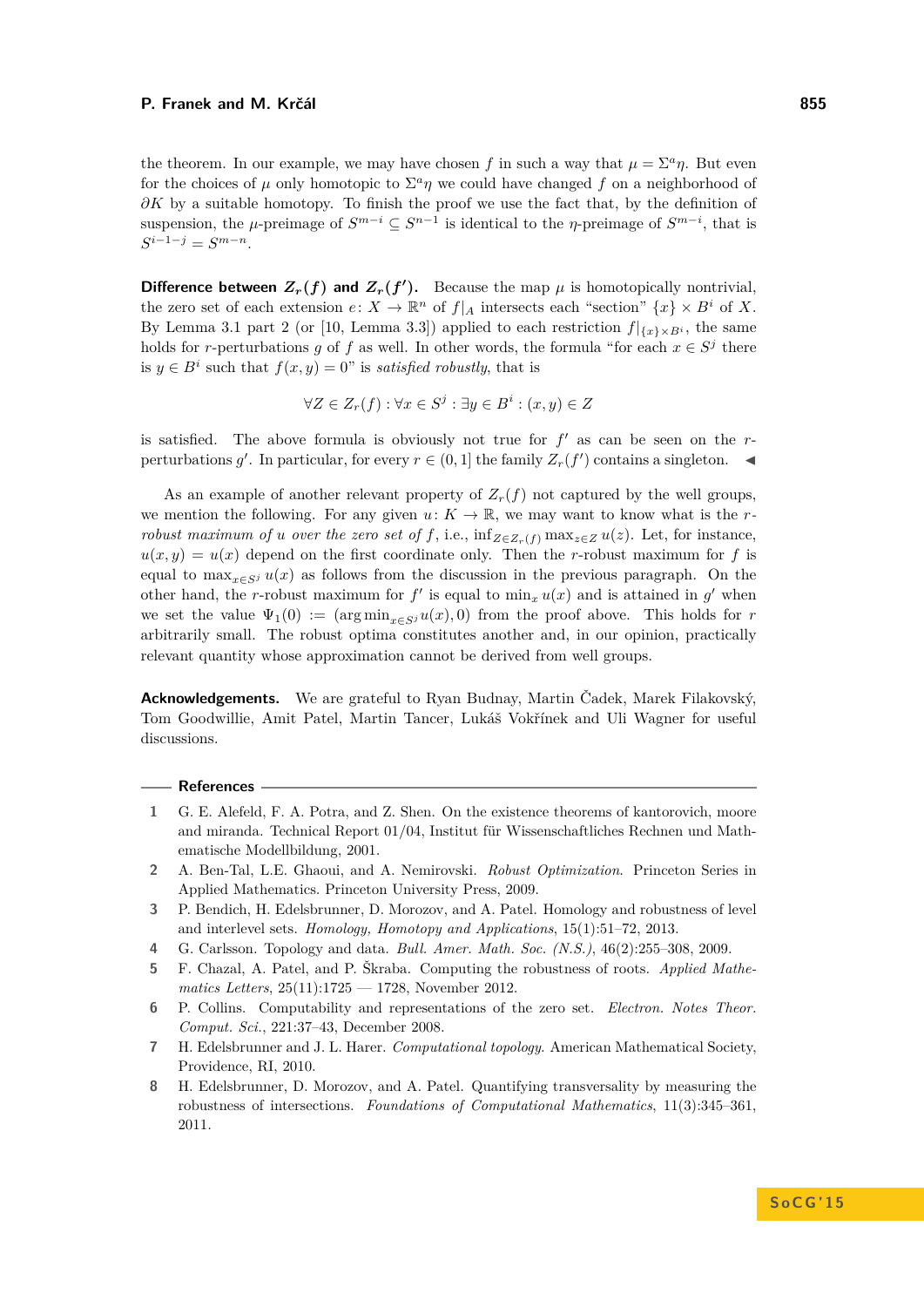the theorem. In our example, we may have chosen $f$ in such a way that $\mu = \Sigma^a \eta$. But even for the choices of $\mu$ only homotopic to $\Sigma^a \eta$ we could have changed $f$ on a neighborhood of $\partial K$ by a suitable homotopy. To finish the proof we use the fact that, by the definition of suspension, the $\mu$-preimage of $S^{m-i} \subseteq S^{n-1}$ is identical to the $\eta$-preimage of $S^{m-i}$, that is $S^{i-1-j} = S^{m-n}$.

**Difference between $Z_r(f)$ and $Z_r(f')$.** Because the map $\mu$ is homotopically nontrivial, the zero set of each extension $e\colon X \to \mathbb{R}^n$ of $f|_A$ intersects each "section" $\{x\} \times B^i$ of $X$. By Lemma 3.1 part 2 (or [10, Lemma 3.3]) applied to each restriction $f|_{\{x\}\times B^i}$, the same holds for $r$-perturbations $g$ of $f$ as well. In other words, the formula "for each $x \in S^j$ there is $y \in B^i$ such that $f(x, y) = 0$" is *satisfied robustly*, that is

$$\forall Z \in Z_r(f) : \forall x \in S^j : \exists y \in B^i : (x, y) \in Z$$

is satisfied. The above formula is obviously not true for $f'$ as can be seen on the $r$-perturbations $g'$. In particular, for every $r \in (0, 1]$ the family $Z_r(f')$ contains a singleton. ◀

As an example of another relevant property of $Z_r(f)$ not captured by the well groups, we mention the following. For any given $u\colon K \to \mathbb{R}$, we may want to know what is the *$r$-robust maximum of $u$ over the zero set of $f$*, i.e., $\inf_{Z\in Z_r(f)} \max_{z\in Z} u(z)$. Let, for instance, $u(x, y) = u(x)$ depend on the first coordinate only. Then the $r$-robust maximum for $f$ is equal to $\max_{x\in S^j} u(x)$ as follows from the discussion in the previous paragraph. On the other hand, the $r$-robust maximum for $f'$ is equal to $\min_x u(x)$ and is attained in $g'$ when we set the value $\Psi_1(0) := (\arg\min_{x\in S^j} u(x), 0)$ from the proof above. This holds for $r$ arbitrarily small. The robust optima constitutes another and, in our opinion, practically relevant quantity whose approximation cannot be derived from well groups.

**Acknowledgements.** We are grateful to Ryan Budnay, Martin Čadek, Marek Filakovský, Tom Goodwillie, Amit Patel, Martin Tancer, Lukáš Vokřínek and Uli Wagner for useful discussions.

## References

1. G. E. Alefeld, F. A. Potra, and Z. Shen. On the existence theorems of kantorovich, moore and miranda. Technical Report 01/04, Institut für Wissenschaftliches Rechnen und Mathematische Modellbildung, 2001.
2. A. Ben-Tal, L.E. Ghaoui, and A. Nemirovski. *Robust Optimization*. Princeton Series in Applied Mathematics. Princeton University Press, 2009.
3. P. Bendich, H. Edelsbrunner, D. Morozov, and A. Patel. Homology and robustness of level and interlevel sets. *Homology, Homotopy and Applications*, 15(1):51–72, 2013.
4. G. Carlsson. Topology and data. *Bull. Amer. Math. Soc. (N.S.)*, 46(2):255–308, 2009.
5. F. Chazal, A. Patel, and P. Škraba. Computing the robustness of roots. *Applied Mathematics Letters*, 25(11):1725 — 1728, November 2012.
6. P. Collins. Computability and representations of the zero set. *Electron. Notes Theor. Comput. Sci.*, 221:37–43, December 2008.
7. H. Edelsbrunner and J. L. Harer. *Computational topology*. American Mathematical Society, Providence, RI, 2010.
8. H. Edelsbrunner, D. Morozov, and A. Patel. Quantifying transversality by measuring the robustness of intersections. *Foundations of Computational Mathematics*, 11(3):345–361, 2011.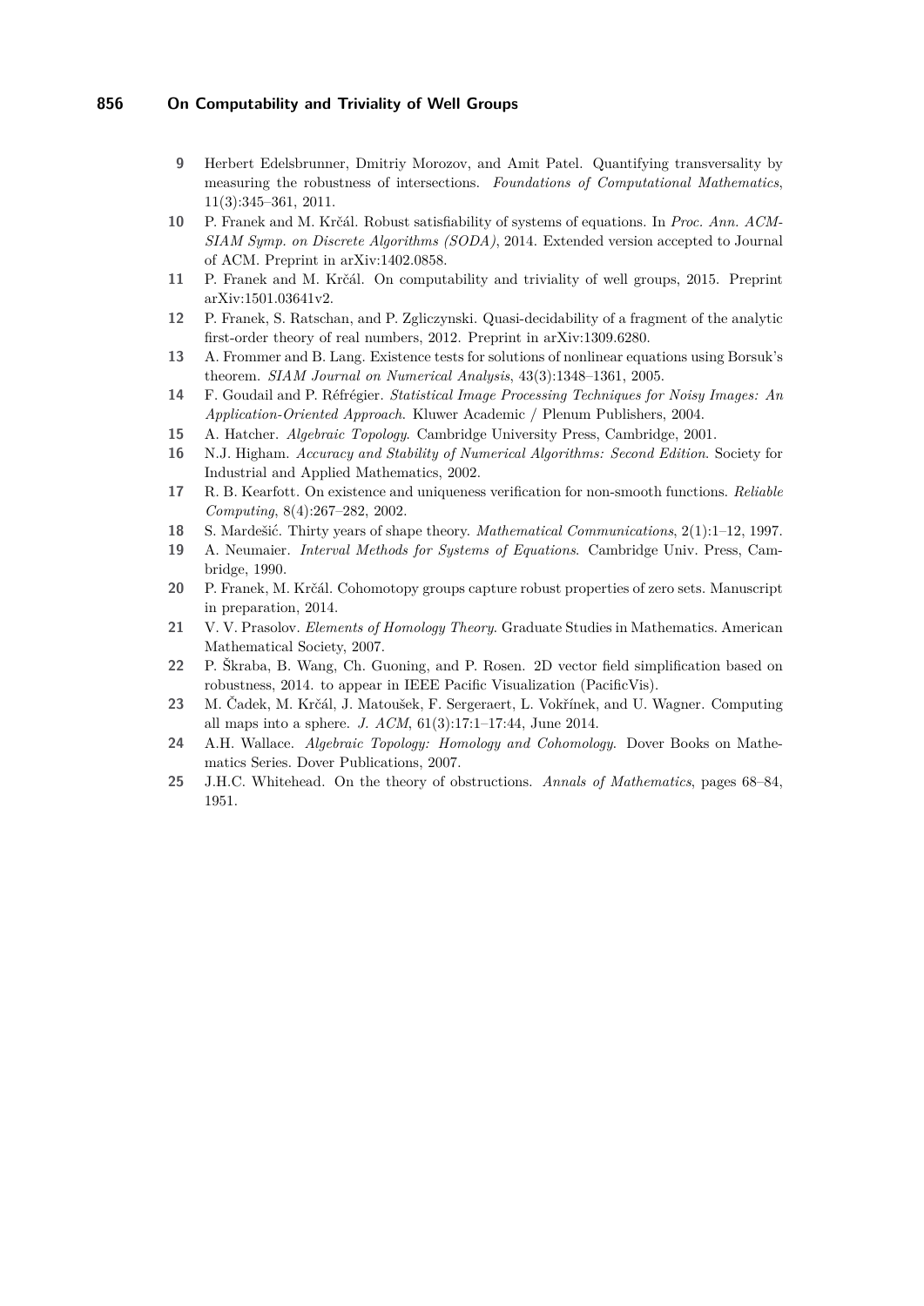9 Herbert Edelsbrunner, Dmitriy Morozov, and Amit Patel. Quantifying transversality by measuring the robustness of intersections. *Foundations of Computational Mathematics*, 11(3):345–361, 2011.

10 P. Franek and M. Krčál. Robust satisfiability of systems of equations. In *Proc. Ann. ACM-SIAM Symp. on Discrete Algorithms (SODA)*, 2014. Extended version accepted to Journal of ACM. Preprint in arXiv:1402.0858.

11 P. Franek and M. Krčál. On computability and triviality of well groups, 2015. Preprint arXiv:1501.03641v2.

12 P. Franek, S. Ratschan, and P. Zgliczynski. Quasi-decidability of a fragment of the analytic first-order theory of real numbers, 2012. Preprint in arXiv:1309.6280.

13 A. Frommer and B. Lang. Existence tests for solutions of nonlinear equations using Borsuk's theorem. *SIAM Journal on Numerical Analysis*, 43(3):1348–1361, 2005.

14 F. Goudail and P. Réfrégier. *Statistical Image Processing Techniques for Noisy Images: An Application-Oriented Approach*. Kluwer Academic / Plenum Publishers, 2004.

15 A. Hatcher. *Algebraic Topology*. Cambridge University Press, Cambridge, 2001.

16 N.J. Higham. *Accuracy and Stability of Numerical Algorithms: Second Edition*. Society for Industrial and Applied Mathematics, 2002.

17 R. B. Kearfott. On existence and uniqueness verification for non-smooth functions. *Reliable Computing*, 8(4):267–282, 2002.

18 S. Mardešić. Thirty years of shape theory. *Mathematical Communications*, 2(1):1–12, 1997.

19 A. Neumaier. *Interval Methods for Systems of Equations*. Cambridge Univ. Press, Cambridge, 1990.

20 P. Franek, M. Krčál. Cohomotopy groups capture robust properties of zero sets. Manuscript in preparation, 2014.

21 V. V. Prasolov. *Elements of Homology Theory*. Graduate Studies in Mathematics. American Mathematical Society, 2007.

22 P. Škraba, B. Wang, Ch. Guoning, and P. Rosen. 2D vector field simplification based on robustness, 2014. to appear in IEEE Pacific Visualization (PacificVis).

23 M. Čadek, M. Krčál, J. Matoušek, F. Sergeraert, L. Vokřínek, and U. Wagner. Computing all maps into a sphere. *J. ACM*, 61(3):17:1–17:44, June 2014.

24 A.H. Wallace. *Algebraic Topology: Homology and Cohomology*. Dover Books on Mathematics Series. Dover Publications, 2007.

25 J.H.C. Whitehead. On the theory of obstructions. *Annals of Mathematics*, pages 68–84, 1951.